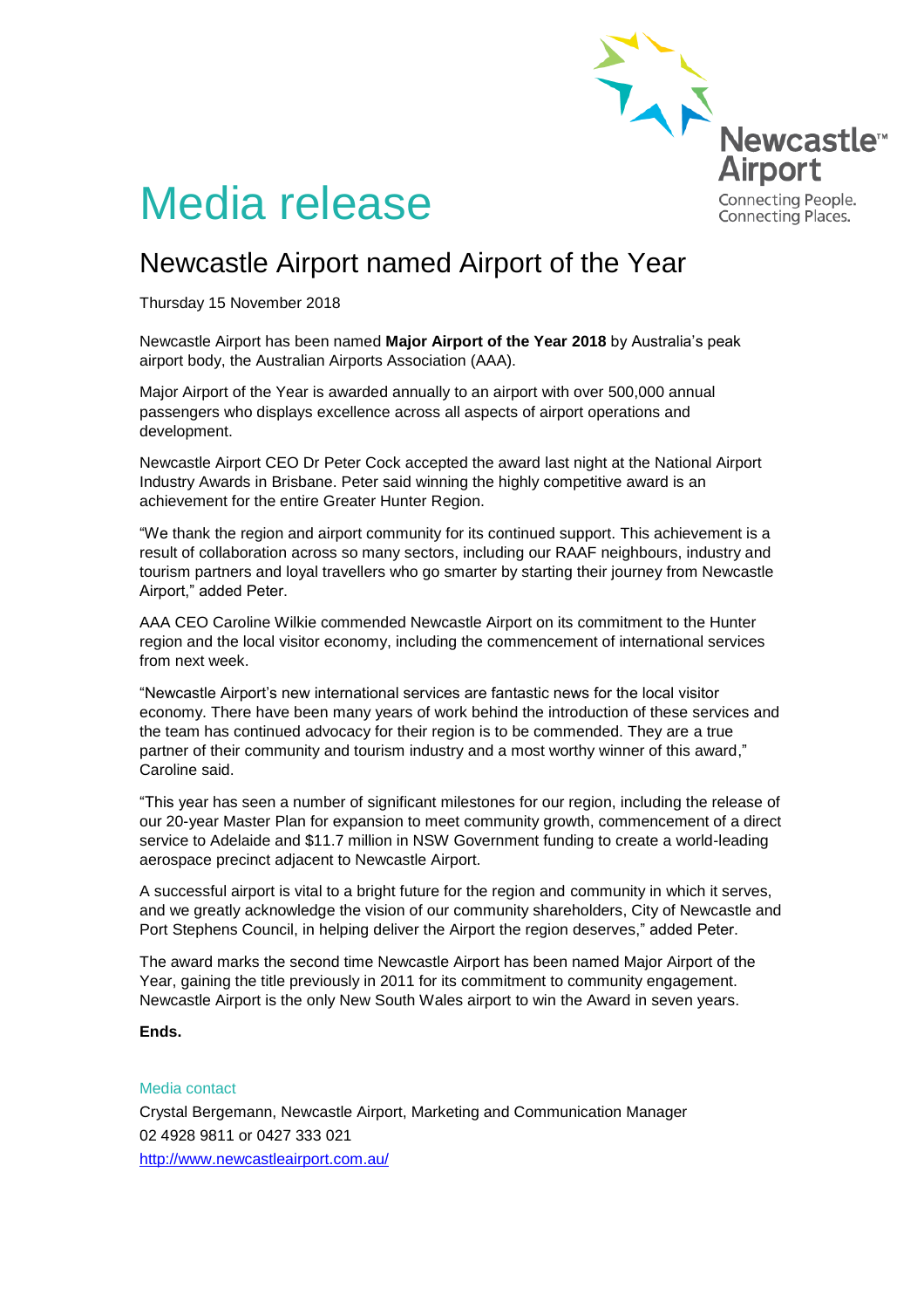Newcastle™ Airport
Connecting People.
Connecting Places.

# Media release

## Newcastle Airport named Airport of the Year

Thursday 15 November 2018

Newcastle Airport has been named **Major Airport of the Year 2018** by Australia's peak airport body, the Australian Airports Association (AAA).

Major Airport of the Year is awarded annually to an airport with over 500,000 annual passengers who displays excellence across all aspects of airport operations and development.

Newcastle Airport CEO Dr Peter Cock accepted the award last night at the National Airport Industry Awards in Brisbane. Peter said winning the highly competitive award is an achievement for the entire Greater Hunter Region.

"We thank the region and airport community for its continued support. This achievement is a result of collaboration across so many sectors, including our RAAF neighbours, industry and tourism partners and loyal travellers who go smarter by starting their journey from Newcastle Airport," added Peter.

AAA CEO Caroline Wilkie commended Newcastle Airport on its commitment to the Hunter region and the local visitor economy, including the commencement of international services from next week.

"Newcastle Airport's new international services are fantastic news for the local visitor economy. There have been many years of work behind the introduction of these services and the team has continued advocacy for their region is to be commended. They are a true partner of their community and tourism industry and a most worthy winner of this award," Caroline said.

"This year has seen a number of significant milestones for our region, including the release of our 20-year Master Plan for expansion to meet community growth, commencement of a direct service to Adelaide and $11.7 million in NSW Government funding to create a world-leading aerospace precinct adjacent to Newcastle Airport.

A successful airport is vital to a bright future for the region and community in which it serves, and we greatly acknowledge the vision of our community shareholders, City of Newcastle and Port Stephens Council, in helping deliver the Airport the region deserves," added Peter.

The award marks the second time Newcastle Airport has been named Major Airport of the Year, gaining the title previously in 2011 for its commitment to community engagement. Newcastle Airport is the only New South Wales airport to win the Award in seven years.

**Ends.**

Media contact

Crystal Bergemann, Newcastle Airport, Marketing and Communication Manager
02 4928 9811 or 0427 333 021
http://www.newcastleairport.com.au/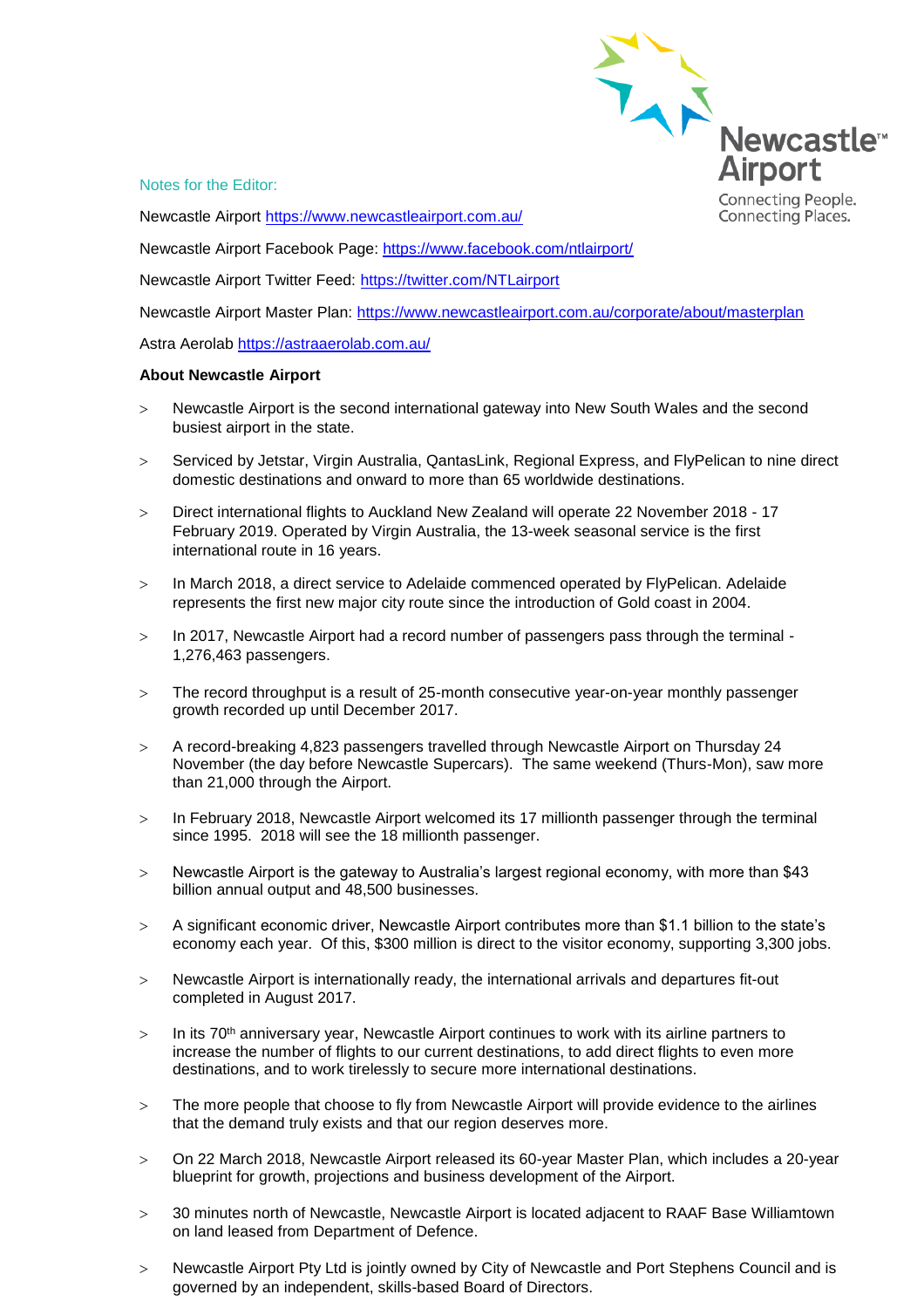Notes for the Editor:

Newcastle Airport https://www.newcastleairport.com.au/

Newcastle Airport Facebook Page: https://www.facebook.com/ntlairport/

Newcastle Airport Twitter Feed: https://twitter.com/NTLairport

Newcastle Airport Master Plan: https://www.newcastleairport.com.au/corporate/about/masterplan

Astra Aerolab https://astraaerolab.com.au/

**About Newcastle Airport**

- Newcastle Airport is the second international gateway into New South Wales and the second busiest airport in the state.
- Serviced by Jetstar, Virgin Australia, QantasLink, Regional Express, and FlyPelican to nine direct domestic destinations and onward to more than 65 worldwide destinations.
- Direct international flights to Auckland New Zealand will operate 22 November 2018 - 17 February 2019. Operated by Virgin Australia, the 13-week seasonal service is the first international route in 16 years.
- In March 2018, a direct service to Adelaide commenced operated by FlyPelican. Adelaide represents the first new major city route since the introduction of Gold coast in 2004.
- In 2017, Newcastle Airport had a record number of passengers pass through the terminal - 1,276,463 passengers.
- The record throughput is a result of 25-month consecutive year-on-year monthly passenger growth recorded up until December 2017.
- A record-breaking 4,823 passengers travelled through Newcastle Airport on Thursday 24 November (the day before Newcastle Supercars). The same weekend (Thurs-Mon), saw more than 21,000 through the Airport.
- In February 2018, Newcastle Airport welcomed its 17 millionth passenger through the terminal since 1995. 2018 will see the 18 millionth passenger.
- Newcastle Airport is the gateway to Australia's largest regional economy, with more than $43 billion annual output and 48,500 businesses.
- A significant economic driver, Newcastle Airport contributes more than $1.1 billion to the state's economy each year. Of this, $300 million is direct to the visitor economy, supporting 3,300 jobs.
- Newcastle Airport is internationally ready, the international arrivals and departures fit-out completed in August 2017.
- In its 70th anniversary year, Newcastle Airport continues to work with its airline partners to increase the number of flights to our current destinations, to add direct flights to even more destinations, and to work tirelessly to secure more international destinations.
- The more people that choose to fly from Newcastle Airport will provide evidence to the airlines that the demand truly exists and that our region deserves more.
- On 22 March 2018, Newcastle Airport released its 60-year Master Plan, which includes a 20-year blueprint for growth, projections and business development of the Airport.
- 30 minutes north of Newcastle, Newcastle Airport is located adjacent to RAAF Base Williamtown on land leased from Department of Defence.
- Newcastle Airport Pty Ltd is jointly owned by City of Newcastle and Port Stephens Council and is governed by an independent, skills-based Board of Directors.